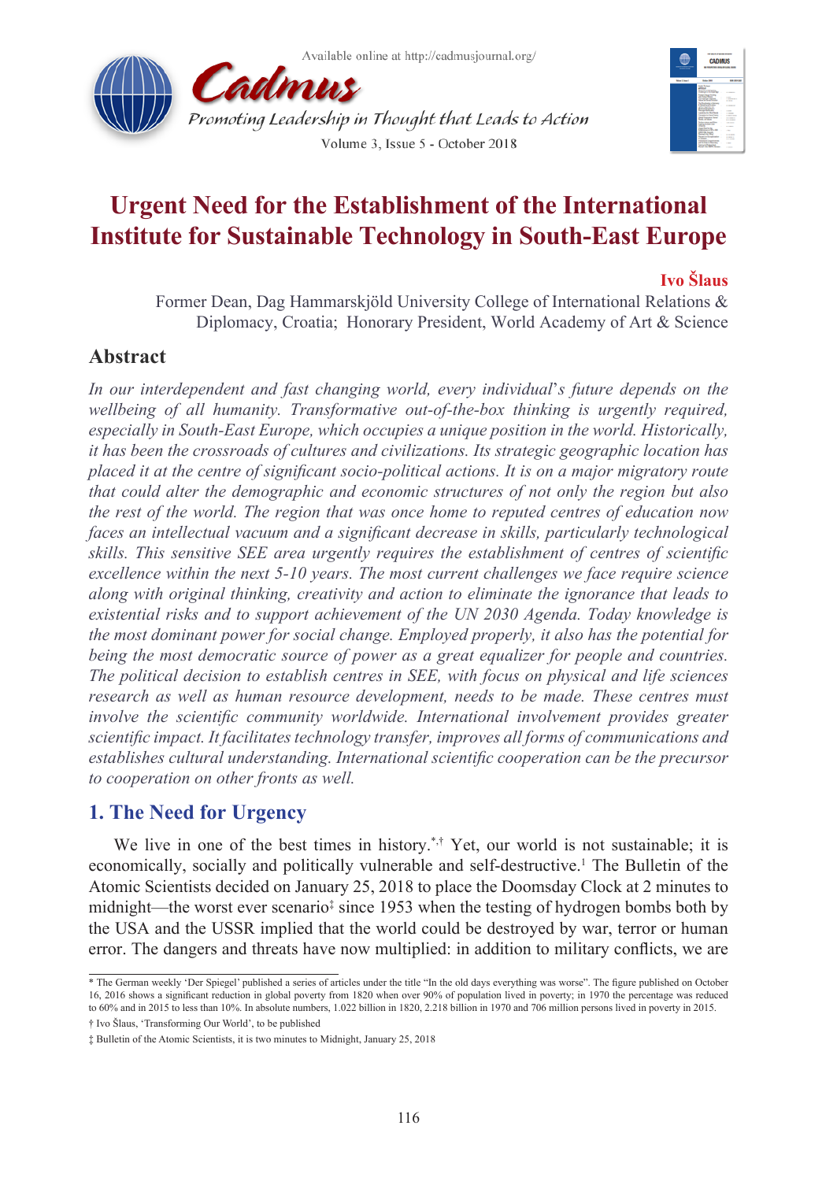# Urgent Need for the Establishment of the International Institute for Sustainable Technology in South-East Europe

**Ivo Šlaus**

Former Dean, Dag Hammarskjöld University College of International Relations & Diplomacy, Croatia; Honorary President, World Academy of Art & Science

## Abstract

*In our interdependent and fast changing world, every individual's future depends on the wellbeing of all humanity. Transformative out-of-the-box thinking is urgently required, especially in South-East Europe, which occupies a unique position in the world. Historically, it has been the crossroads of cultures and civilizations. Its strategic geographic location has placed it at the centre of significant socio-political actions. It is on a major migratory route that could alter the demographic and economic structures of not only the region but also the rest of the world. The region that was once home to reputed centres of education now faces an intellectual vacuum and a significant decrease in skills, particularly technological skills. This sensitive SEE area urgently requires the establishment of centres of scientific excellence within the next 5-10 years. The most current challenges we face require science along with original thinking, creativity and action to eliminate the ignorance that leads to existential risks and to support achievement of the UN 2030 Agenda. Today knowledge is the most dominant power for social change. Employed properly, it also has the potential for being the most democratic source of power as a great equalizer for people and countries. The political decision to establish centres in SEE, with focus on physical and life sciences research as well as human resource development, needs to be made. These centres must involve the scientific community worldwide. International involvement provides greater scientific impact. It facilitates technology transfer, improves all forms of communications and establishes cultural understanding. International scientific cooperation can be the precursor to cooperation on other fronts as well.*

## 1. The Need for Urgency

We live in one of the best times in history.[*,†] Yet, our world is not sustainable; it is economically, socially and politically vulnerable and self-destructive.[1] The Bulletin of the Atomic Scientists decided on January 25, 2018 to place the Doomsday Clock at 2 minutes to midnight—the worst ever scenario[‡] since 1953 when the testing of hydrogen bombs both by the USA and the USSR implied that the world could be destroyed by war, terror or human error. The dangers and threats have now multiplied: in addition to military conflicts, we are

---

\* The German weekly 'Der Spiegel' published a series of articles under the title "In the old days everything was worse". The figure published on October 16, 2016 shows a significant reduction in global poverty from 1820 when over 90% of population lived in poverty; in 1970 the percentage was reduced to 60% and in 2015 to less than 10%. In absolute numbers, 1.022 billion in 1820, 2.218 billion in 1970 and 706 million persons lived in poverty in 2015.

† Ivo Šlaus, 'Transforming Our World', to be published

‡ Bulletin of the Atomic Scientists, it is two minutes to Midnight, January 25, 2018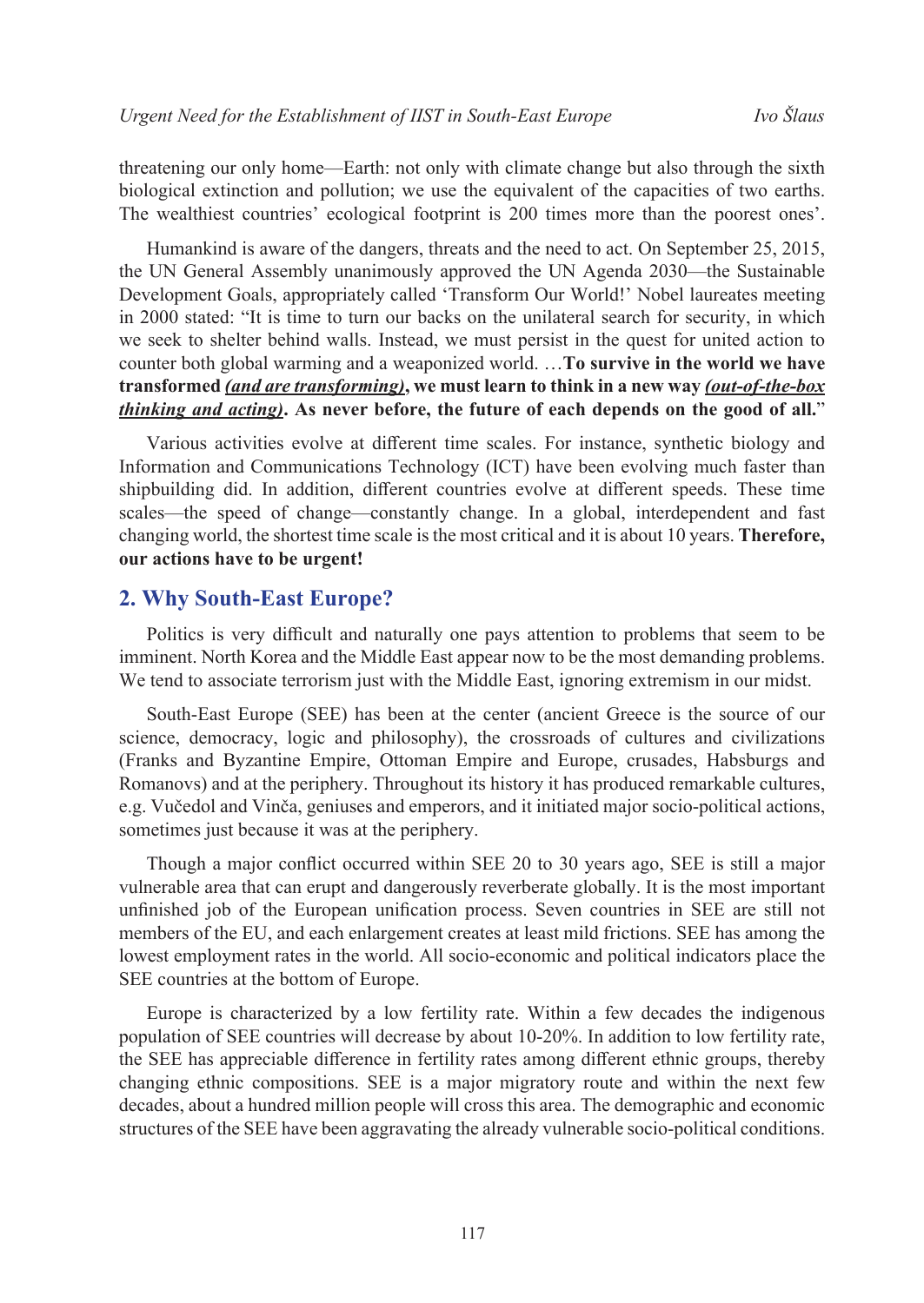threatening our only home—Earth: not only with climate change but also through the sixth biological extinction and pollution; we use the equivalent of the capacities of two earths. The wealthiest countries' ecological footprint is 200 times more than the poorest ones'.

Humankind is aware of the dangers, threats and the need to act. On September 25, 2015, the UN General Assembly unanimously approved the UN Agenda 2030—the Sustainable Development Goals, appropriately called 'Transform Our World!' Nobel laureates meeting in 2000 stated: "It is time to turn our backs on the unilateral search for security, in which we seek to shelter behind walls. Instead, we must persist in the quest for united action to counter both global warming and a weaponized world. …**To survive in the world we have transformed *(and are transforming)*, we must learn to think in a new way *(out-of-the-box thinking and acting)*. As never before, the future of each depends on the good of all.**"

Various activities evolve at different time scales. For instance, synthetic biology and Information and Communications Technology (ICT) have been evolving much faster than shipbuilding did. In addition, different countries evolve at different speeds. These time scales—the speed of change—constantly change. In a global, interdependent and fast changing world, the shortest time scale is the most critical and it is about 10 years. **Therefore, our actions have to be urgent!**

## 2. Why South-East Europe?

Politics is very difficult and naturally one pays attention to problems that seem to be imminent. North Korea and the Middle East appear now to be the most demanding problems. We tend to associate terrorism just with the Middle East, ignoring extremism in our midst.

South-East Europe (SEE) has been at the center (ancient Greece is the source of our science, democracy, logic and philosophy), the crossroads of cultures and civilizations (Franks and Byzantine Empire, Ottoman Empire and Europe, crusades, Habsburgs and Romanovs) and at the periphery. Throughout its history it has produced remarkable cultures, e.g. Vučedol and Vinča, geniuses and emperors, and it initiated major socio-political actions, sometimes just because it was at the periphery.

Though a major conflict occurred within SEE 20 to 30 years ago, SEE is still a major vulnerable area that can erupt and dangerously reverberate globally. It is the most important unfinished job of the European unification process. Seven countries in SEE are still not members of the EU, and each enlargement creates at least mild frictions. SEE has among the lowest employment rates in the world. All socio-economic and political indicators place the SEE countries at the bottom of Europe.

Europe is characterized by a low fertility rate. Within a few decades the indigenous population of SEE countries will decrease by about 10-20%. In addition to low fertility rate, the SEE has appreciable difference in fertility rates among different ethnic groups, thereby changing ethnic compositions. SEE is a major migratory route and within the next few decades, about a hundred million people will cross this area. The demographic and economic structures of the SEE have been aggravating the already vulnerable socio-political conditions.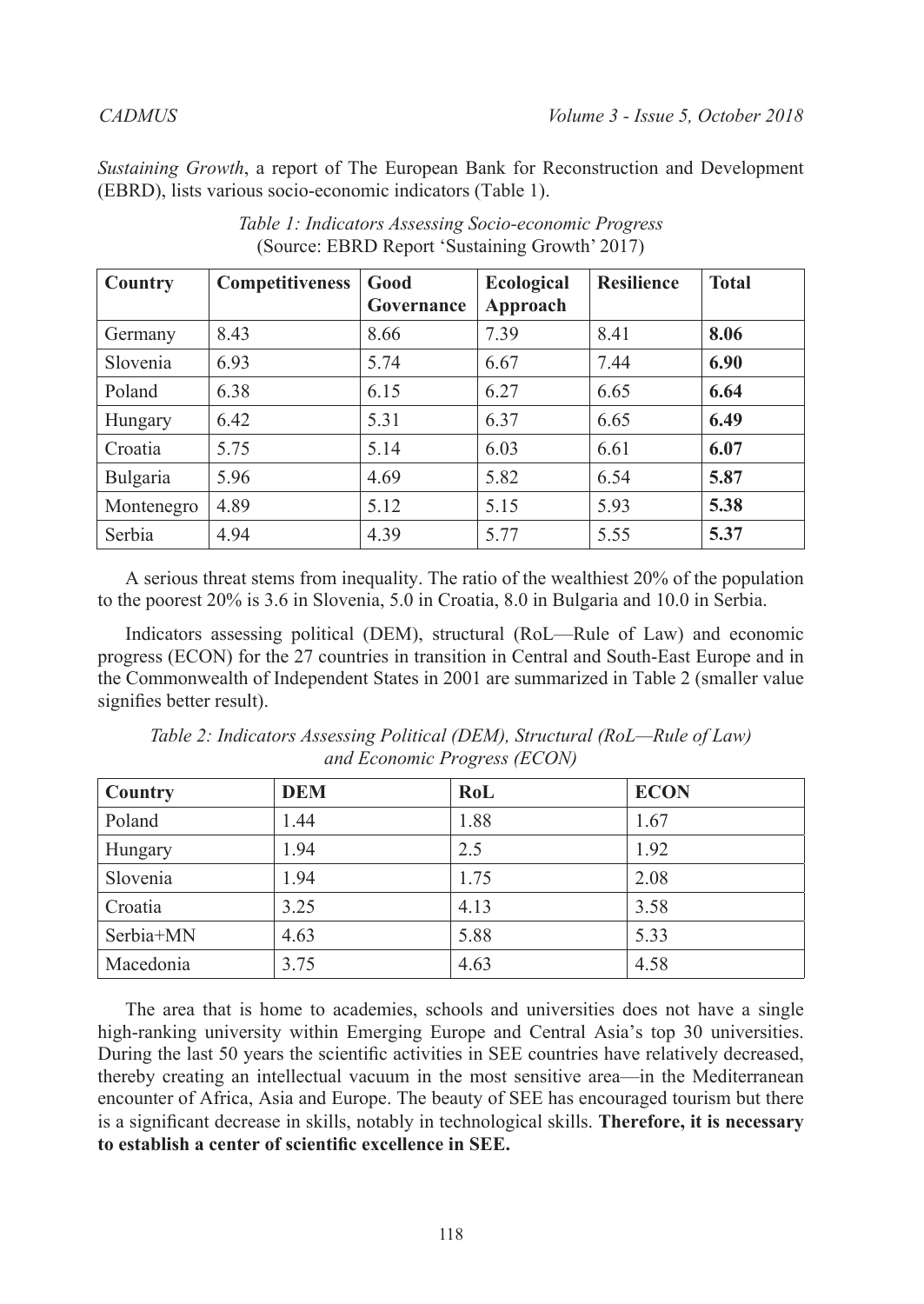*Sustaining Growth*, a report of The European Bank for Reconstruction and Development (EBRD), lists various socio-economic indicators (Table 1).

*Table 1: Indicators Assessing Socio-economic Progress*
(Source: EBRD Report 'Sustaining Growth' 2017)

| Country | Competitiveness | Good Governance | Ecological Approach | Resilience | Total |
|---|---|---|---|---|---|
| Germany | 8.43 | 8.66 | 7.39 | 8.41 | **8.06** |
| Slovenia | 6.93 | 5.74 | 6.67 | 7.44 | **6.90** |
| Poland | 6.38 | 6.15 | 6.27 | 6.65 | **6.64** |
| Hungary | 6.42 | 5.31 | 6.37 | 6.65 | **6.49** |
| Croatia | 5.75 | 5.14 | 6.03 | 6.61 | **6.07** |
| Bulgaria | 5.96 | 4.69 | 5.82 | 6.54 | **5.87** |
| Montenegro | 4.89 | 5.12 | 5.15 | 5.93 | **5.38** |
| Serbia | 4.94 | 4.39 | 5.77 | 5.55 | **5.37** |

A serious threat stems from inequality. The ratio of the wealthiest 20% of the population to the poorest 20% is 3.6 in Slovenia, 5.0 in Croatia, 8.0 in Bulgaria and 10.0 in Serbia.

Indicators assessing political (DEM), structural (RoL—Rule of Law) and economic progress (ECON) for the 27 countries in transition in Central and South-East Europe and in the Commonwealth of Independent States in 2001 are summarized in Table 2 (smaller value signifies better result).

*Table 2: Indicators Assessing Political (DEM), Structural (RoL—Rule of Law) and Economic Progress (ECON)*

| Country | DEM | RoL | ECON |
|---|---|---|---|
| Poland | 1.44 | 1.88 | 1.67 |
| Hungary | 1.94 | 2.5 | 1.92 |
| Slovenia | 1.94 | 1.75 | 2.08 |
| Croatia | 3.25 | 4.13 | 3.58 |
| Serbia+MN | 4.63 | 5.88 | 5.33 |
| Macedonia | 3.75 | 4.63 | 4.58 |

The area that is home to academies, schools and universities does not have a single high-ranking university within Emerging Europe and Central Asia's top 30 universities. During the last 50 years the scientific activities in SEE countries have relatively decreased, thereby creating an intellectual vacuum in the most sensitive area—in the Mediterranean encounter of Africa, Asia and Europe. The beauty of SEE has encouraged tourism but there is a significant decrease in skills, notably in technological skills. **Therefore, it is necessary to establish a center of scientific excellence in SEE.**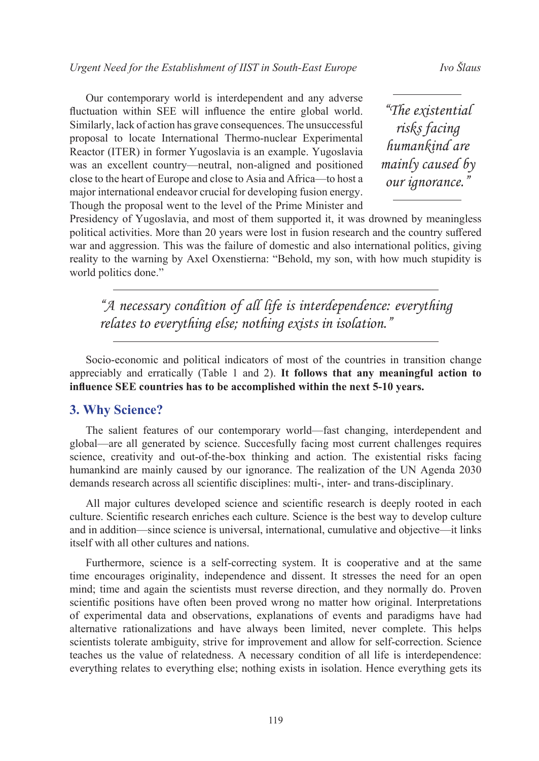Our contemporary world is interdependent and any adverse fluctuation within SEE will influence the entire global world. Similarly, lack of action has grave consequences. The unsuccessful proposal to locate International Thermo-nuclear Experimental Reactor (ITER) in former Yugoslavia is an example. Yugoslavia was an excellent country—neutral, non-aligned and positioned close to the heart of Europe and close to Asia and Africa—to host a major international endeavor crucial for developing fusion energy. Though the proposal went to the level of the Prime Minister and Presidency of Yugoslavia, and most of them supported it, it was drowned by meaningless political activities. More than 20 years were lost in fusion research and the country suffered war and aggression. This was the failure of domestic and also international politics, giving reality to the warning by Axel Oxenstierna: "Behold, my son, with how much stupidity is world politics done."

> *"The existential risks facing humankind are mainly caused by our ignorance."*

> *"A necessary condition of all life is interdependence: everything relates to everything else; nothing exists in isolation."*

Socio-economic and political indicators of most of the countries in transition change appreciably and erratically (Table 1 and 2). **It follows that any meaningful action to influence SEE countries has to be accomplished within the next 5-10 years.**

## 3. Why Science?

The salient features of our contemporary world—fast changing, interdependent and global—are all generated by science. Succesfully facing most current challenges requires science, creativity and out-of-the-box thinking and action. The existential risks facing humankind are mainly caused by our ignorance. The realization of the UN Agenda 2030 demands research across all scientific disciplines: multi-, inter- and trans-disciplinary.

All major cultures developed science and scientific research is deeply rooted in each culture. Scientific research enriches each culture. Science is the best way to develop culture and in addition—since science is universal, international, cumulative and objective—it links itself with all other cultures and nations.

Furthermore, science is a self-correcting system. It is cooperative and at the same time encourages originality, independence and dissent. It stresses the need for an open mind; time and again the scientists must reverse direction, and they normally do. Proven scientific positions have often been proved wrong no matter how original. Interpretations of experimental data and observations, explanations of events and paradigms have had alternative rationalizations and have always been limited, never complete. This helps scientists tolerate ambiguity, strive for improvement and allow for self-correction. Science teaches us the value of relatedness. A necessary condition of all life is interdependence: everything relates to everything else; nothing exists in isolation. Hence everything gets its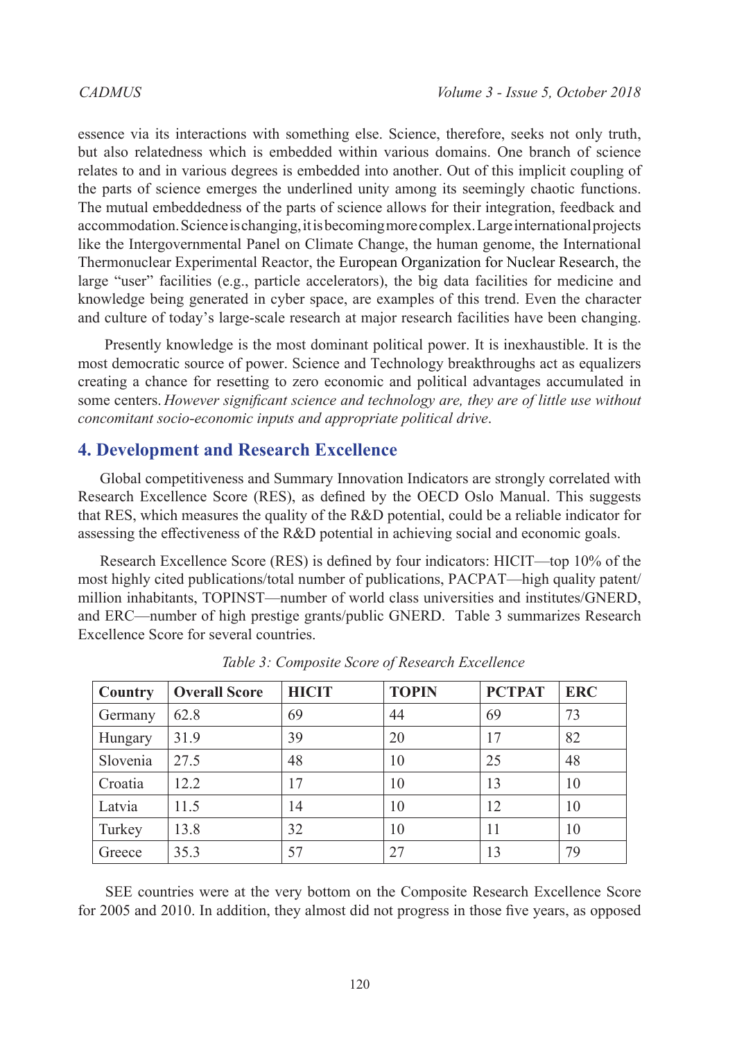essence via its interactions with something else. Science, therefore, seeks not only truth, but also relatedness which is embedded within various domains. One branch of science relates to and in various degrees is embedded into another. Out of this implicit coupling of the parts of science emerges the underlined unity among its seemingly chaotic functions. The mutual embeddedness of the parts of science allows for their integration, feedback and accommodation. Science is changing, it is becoming more complex. Large international projects like the Intergovernmental Panel on Climate Change, the human genome, the International Thermonuclear Experimental Reactor, the European Organization for Nuclear Research, the large "user" facilities (e.g., particle accelerators), the big data facilities for medicine and knowledge being generated in cyber space, are examples of this trend. Even the character and culture of today's large-scale research at major research facilities have been changing.

Presently knowledge is the most dominant political power. It is inexhaustible. It is the most democratic source of power. Science and Technology breakthroughs act as equalizers creating a chance for resetting to zero economic and political advantages accumulated in some centers. *However significant science and technology are, they are of little use without concomitant socio-economic inputs and appropriate political drive*.

## 4. Development and Research Excellence

Global competitiveness and Summary Innovation Indicators are strongly correlated with Research Excellence Score (RES), as defined by the OECD Oslo Manual. This suggests that RES, which measures the quality of the R&D potential, could be a reliable indicator for assessing the effectiveness of the R&D potential in achieving social and economic goals.

Research Excellence Score (RES) is defined by four indicators: HICIT—top 10% of the most highly cited publications/total number of publications, PACPAT—high quality patent/million inhabitants, TOPINST—number of world class universities and institutes/GNERD, and ERC—number of high prestige grants/public GNERD. Table 3 summarizes Research Excellence Score for several countries.

*Table 3: Composite Score of Research Excellence*

| Country | Overall Score | HICIT | TOPIN | PCTPAT | ERC |
|---|---|---|---|---|---|
| Germany | 62.8 | 69 | 44 | 69 | 73 |
| Hungary | 31.9 | 39 | 20 | 17 | 82 |
| Slovenia | 27.5 | 48 | 10 | 25 | 48 |
| Croatia | 12.2 | 17 | 10 | 13 | 10 |
| Latvia | 11.5 | 14 | 10 | 12 | 10 |
| Turkey | 13.8 | 32 | 10 | 11 | 10 |
| Greece | 35.3 | 57 | 27 | 13 | 79 |

SEE countries were at the very bottom on the Composite Research Excellence Score for 2005 and 2010. In addition, they almost did not progress in those five years, as opposed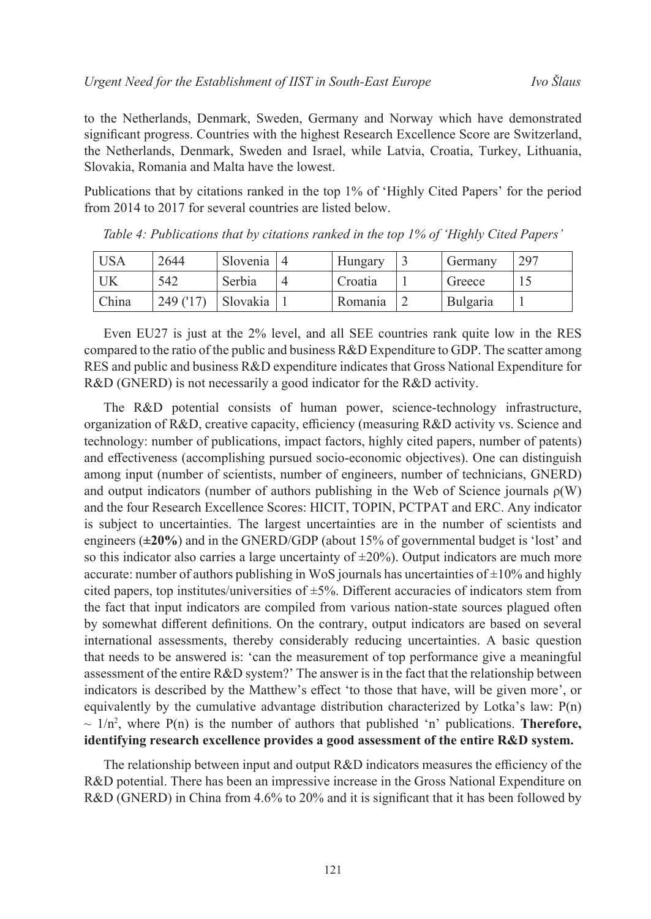to the Netherlands, Denmark, Sweden, Germany and Norway which have demonstrated significant progress. Countries with the highest Research Excellence Score are Switzerland, the Netherlands, Denmark, Sweden and Israel, while Latvia, Croatia, Turkey, Lithuania, Slovakia, Romania and Malta have the lowest.

Publications that by citations ranked in the top 1% of 'Highly Cited Papers' for the period from 2014 to 2017 for several countries are listed below.

*Table 4: Publications that by citations ranked in the top 1% of 'Highly Cited Papers'*

| USA | 2644 | Slovenia | 4 | Hungary | 3 | Germany | 297 |
|---|---|---|---|---|---|---|---|
| UK | 542 | Serbia | 4 | Croatia | 1 | Greece | 15 |
| China | 249 ('17) | Slovakia | 1 | Romania | 2 | Bulgaria | 1 |

Even EU27 is just at the 2% level, and all SEE countries rank quite low in the RES compared to the ratio of the public and business R&D Expenditure to GDP. The scatter among RES and public and business R&D expenditure indicates that Gross National Expenditure for R&D (GNERD) is not necessarily a good indicator for the R&D activity.

The R&D potential consists of human power, science-technology infrastructure, organization of R&D, creative capacity, efficiency (measuring R&D activity vs. Science and technology: number of publications, impact factors, highly cited papers, number of patents) and effectiveness (accomplishing pursued socio-economic objectives). One can distinguish among input (number of scientists, number of engineers, number of technicians, GNERD) and output indicators (number of authors publishing in the Web of Science journals $\rho(W)$ and the four Research Excellence Scores: HICIT, TOPIN, PCTPAT and ERC. Any indicator is subject to uncertainties. The largest uncertainties are in the number of scientists and engineers (**±20%**) and in the GNERD/GDP (about 15% of governmental budget is 'lost' and so this indicator also carries a large uncertainty of ±20%). Output indicators are much more accurate: number of authors publishing in WoS journals has uncertainties of ±10% and highly cited papers, top institutes/universities of ±5%. Different accuracies of indicators stem from the fact that input indicators are compiled from various nation-state sources plagued often by somewhat different definitions. On the contrary, output indicators are based on several international assessments, thereby considerably reducing uncertainties. A basic question that needs to be answered is: 'can the measurement of top performance give a meaningful assessment of the entire R&D system?' The answer is in the fact that the relationship between indicators is described by the Matthew's effect 'to those that have, will be given more', or equivalently by the cumulative advantage distribution characterized by Lotka's law: $P(n) \sim 1/n^2$, where $P(n)$ is the number of authors that published 'n' publications. **Therefore, identifying research excellence provides a good assessment of the entire R&D system.**

The relationship between input and output R&D indicators measures the efficiency of the R&D potential. There has been an impressive increase in the Gross National Expenditure on R&D (GNERD) in China from 4.6% to 20% and it is significant that it has been followed by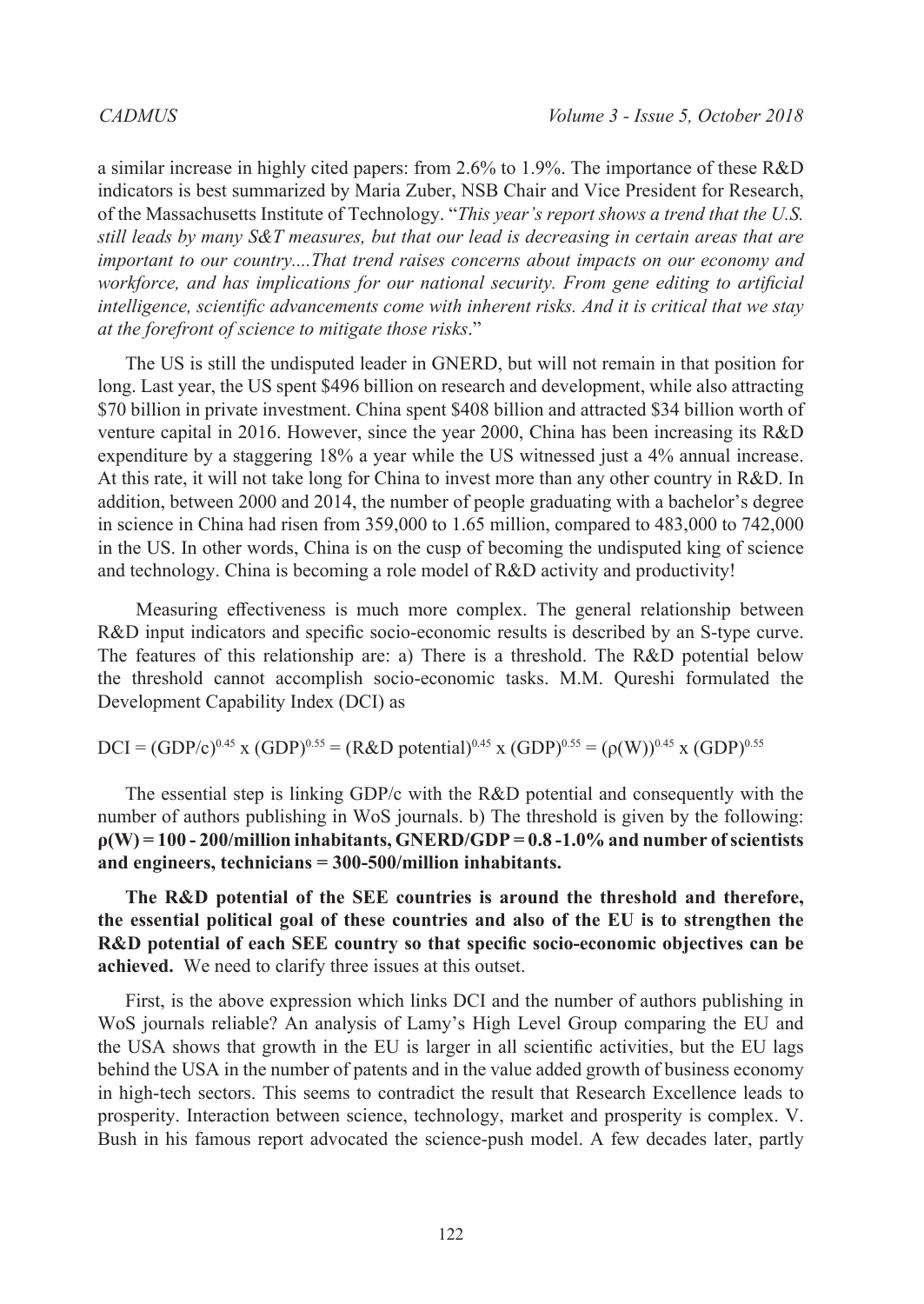a similar increase in highly cited papers: from 2.6% to 1.9%. The importance of these R&D indicators is best summarized by Maria Zuber, NSB Chair and Vice President for Research, of the Massachusetts Institute of Technology. "*This year's report shows a trend that the U.S. still leads by many S&T measures, but that our lead is decreasing in certain areas that are important to our country....That trend raises concerns about impacts on our economy and workforce, and has implications for our national security. From gene editing to artificial intelligence, scientific advancements come with inherent risks. And it is critical that we stay at the forefront of science to mitigate those risks*."

The US is still the undisputed leader in GNERD, but will not remain in that position for long. Last year, the US spent $496 billion on research and development, while also attracting $70 billion in private investment. China spent $408 billion and attracted $34 billion worth of venture capital in 2016. However, since the year 2000, China has been increasing its R&D expenditure by a staggering 18% a year while the US witnessed just a 4% annual increase. At this rate, it will not take long for China to invest more than any other country in R&D. In addition, between 2000 and 2014, the number of people graduating with a bachelor's degree in science in China had risen from 359,000 to 1.65 million, compared to 483,000 to 742,000 in the US. In other words, China is on the cusp of becoming the undisputed king of science and technology. China is becoming a role model of R&D activity and productivity!

Measuring effectiveness is much more complex. The general relationship between R&D input indicators and specific socio-economic results is described by an S-type curve. The features of this relationship are: a) There is a threshold. The R&D potential below the threshold cannot accomplish socio-economic tasks. M.M. Qureshi formulated the Development Capability Index (DCI) as

$$\text{DCI} = (\text{GDP/c})^{0.45} \times (\text{GDP})^{0.55} = (\text{R\&D potential})^{0.45} \times (\text{GDP})^{0.55} = (\rho(\text{W}))^{0.45} \times (\text{GDP})^{0.55}$$

The essential step is linking GDP/c with the R&D potential and consequently with the number of authors publishing in WoS journals. b) The threshold is given by the following: **ρ(W) = 100 - 200/million inhabitants, GNERD/GDP = 0.8 -1.0% and number of scientists and engineers, technicians = 300-500/million inhabitants.**

**The R&D potential of the SEE countries is around the threshold and therefore, the essential political goal of these countries and also of the EU is to strengthen the R&D potential of each SEE country so that specific socio-economic objectives can be achieved.** We need to clarify three issues at this outset.

First, is the above expression which links DCI and the number of authors publishing in WoS journals reliable? An analysis of Lamy's High Level Group comparing the EU and the USA shows that growth in the EU is larger in all scientific activities, but the EU lags behind the USA in the number of patents and in the value added growth of business economy in high-tech sectors. This seems to contradict the result that Research Excellence leads to prosperity. Interaction between science, technology, market and prosperity is complex. V. Bush in his famous report advocated the science-push model. A few decades later, partly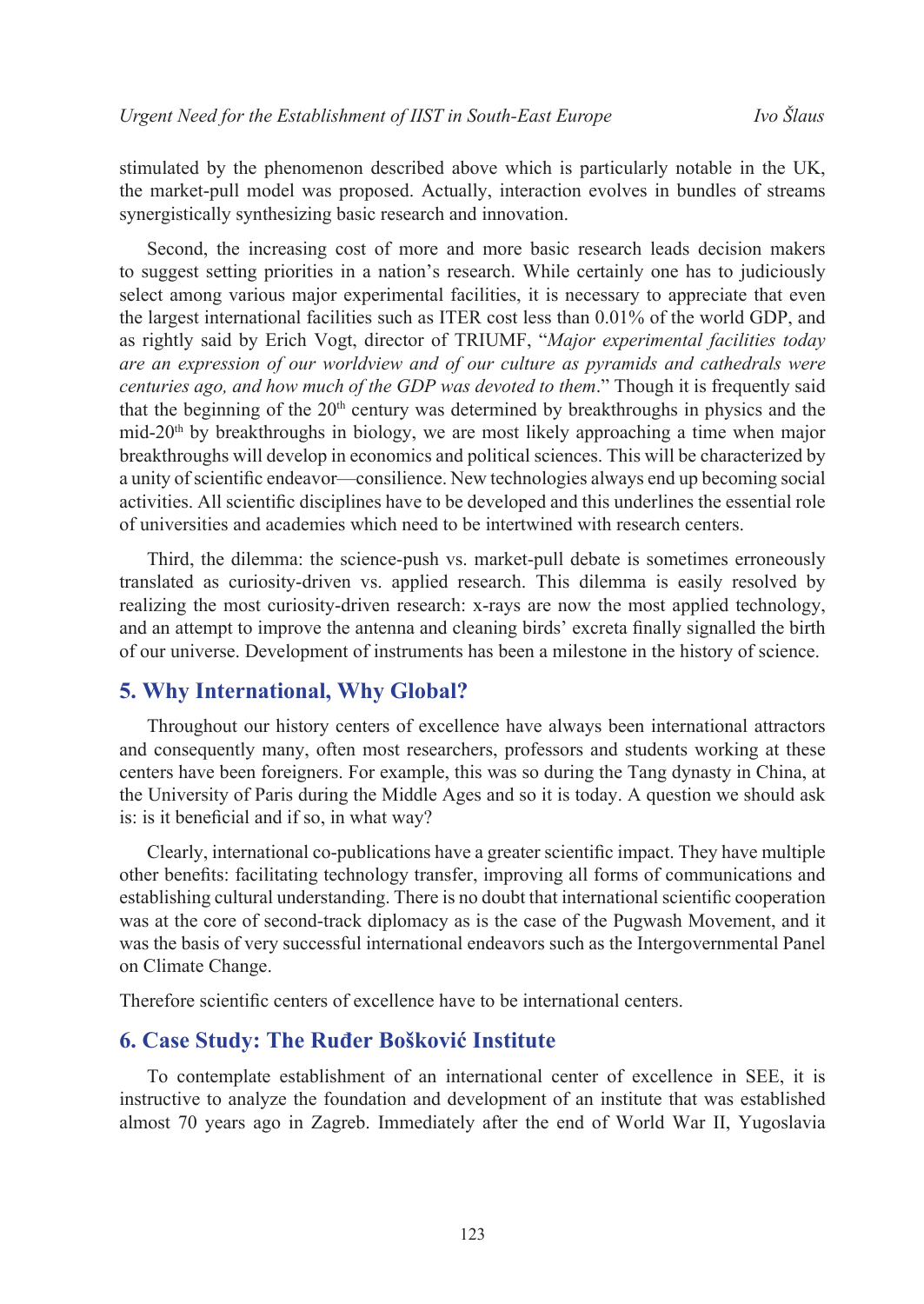stimulated by the phenomenon described above which is particularly notable in the UK, the market-pull model was proposed. Actually, interaction evolves in bundles of streams synergistically synthesizing basic research and innovation.

Second, the increasing cost of more and more basic research leads decision makers to suggest setting priorities in a nation's research. While certainly one has to judiciously select among various major experimental facilities, it is necessary to appreciate that even the largest international facilities such as ITER cost less than 0.01% of the world GDP, and as rightly said by Erich Vogt, director of TRIUMF, "*Major experimental facilities today are an expression of our worldview and of our culture as pyramids and cathedrals were centuries ago, and how much of the GDP was devoted to them*." Though it is frequently said that the beginning of the 20th century was determined by breakthroughs in physics and the mid-20th by breakthroughs in biology, we are most likely approaching a time when major breakthroughs will develop in economics and political sciences. This will be characterized by a unity of scientific endeavor—consilience. New technologies always end up becoming social activities. All scientific disciplines have to be developed and this underlines the essential role of universities and academies which need to be intertwined with research centers.

Third, the dilemma: the science-push vs. market-pull debate is sometimes erroneously translated as curiosity-driven vs. applied research. This dilemma is easily resolved by realizing the most curiosity-driven research: x-rays are now the most applied technology, and an attempt to improve the antenna and cleaning birds' excreta finally signalled the birth of our universe. Development of instruments has been a milestone in the history of science.

## 5. Why International, Why Global?

Throughout our history centers of excellence have always been international attractors and consequently many, often most researchers, professors and students working at these centers have been foreigners. For example, this was so during the Tang dynasty in China, at the University of Paris during the Middle Ages and so it is today. A question we should ask is: is it beneficial and if so, in what way?

Clearly, international co-publications have a greater scientific impact. They have multiple other benefits: facilitating technology transfer, improving all forms of communications and establishing cultural understanding. There is no doubt that international scientific cooperation was at the core of second-track diplomacy as is the case of the Pugwash Movement, and it was the basis of very successful international endeavors such as the Intergovernmental Panel on Climate Change.

Therefore scientific centers of excellence have to be international centers.

## 6. Case Study: The Ruđer Bošković Institute

To contemplate establishment of an international center of excellence in SEE, it is instructive to analyze the foundation and development of an institute that was established almost 70 years ago in Zagreb. Immediately after the end of World War II, Yugoslavia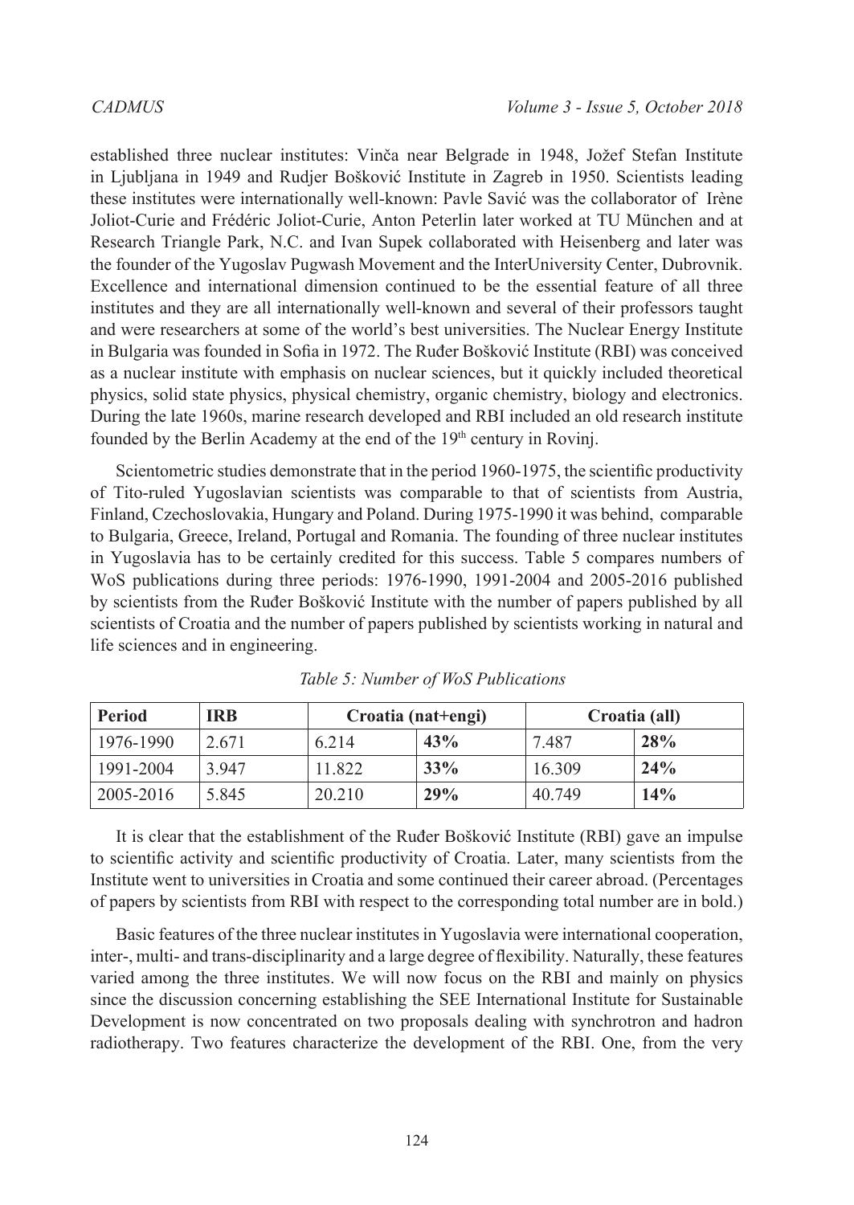established three nuclear institutes: Vinča near Belgrade in 1948, Jožef Stefan Institute in Ljubljana in 1949 and Rudjer Bošković Institute in Zagreb in 1950. Scientists leading these institutes were internationally well-known: Pavle Savić was the collaborator of Irène Joliot-Curie and Frédéric Joliot-Curie, Anton Peterlin later worked at TU München and at Research Triangle Park, N.C. and Ivan Supek collaborated with Heisenberg and later was the founder of the Yugoslav Pugwash Movement and the InterUniversity Center, Dubrovnik. Excellence and international dimension continued to be the essential feature of all three institutes and they are all internationally well-known and several of their professors taught and were researchers at some of the world's best universities. The Nuclear Energy Institute in Bulgaria was founded in Sofia in 1972. The Ruđer Bošković Institute (RBI) was conceived as a nuclear institute with emphasis on nuclear sciences, but it quickly included theoretical physics, solid state physics, physical chemistry, organic chemistry, biology and electronics. During the late 1960s, marine research developed and RBI included an old research institute founded by the Berlin Academy at the end of the 19th century in Rovinj.

Scientometric studies demonstrate that in the period 1960-1975, the scientific productivity of Tito-ruled Yugoslavian scientists was comparable to that of scientists from Austria, Finland, Czechoslovakia, Hungary and Poland. During 1975-1990 it was behind, comparable to Bulgaria, Greece, Ireland, Portugal and Romania. The founding of three nuclear institutes in Yugoslavia has to be certainly credited for this success. Table 5 compares numbers of WoS publications during three periods: 1976-1990, 1991-2004 and 2005-2016 published by scientists from the Ruđer Bošković Institute with the number of papers published by all scientists of Croatia and the number of papers published by scientists working in natural and life sciences and in engineering.

*Table 5: Number of WoS Publications*

| Period | IRB | Croatia (nat+engi) | | Croatia (all) | |
|---|---|---|---|---|---|
| 1976-1990 | 2.671 | 6.214 | **43%** | 7.487 | **28%** |
| 1991-2004 | 3.947 | 11.822 | **33%** | 16.309 | **24%** |
| 2005-2016 | 5.845 | 20.210 | **29%** | 40.749 | **14%** |

It is clear that the establishment of the Ruđer Bošković Institute (RBI) gave an impulse to scientific activity and scientific productivity of Croatia. Later, many scientists from the Institute went to universities in Croatia and some continued their career abroad. (Percentages of papers by scientists from RBI with respect to the corresponding total number are in bold.)

Basic features of the three nuclear institutes in Yugoslavia were international cooperation, inter-, multi- and trans-disciplinarity and a large degree of flexibility. Naturally, these features varied among the three institutes. We will now focus on the RBI and mainly on physics since the discussion concerning establishing the SEE International Institute for Sustainable Development is now concentrated on two proposals dealing with synchrotron and hadron radiotherapy. Two features characterize the development of the RBI. One, from the very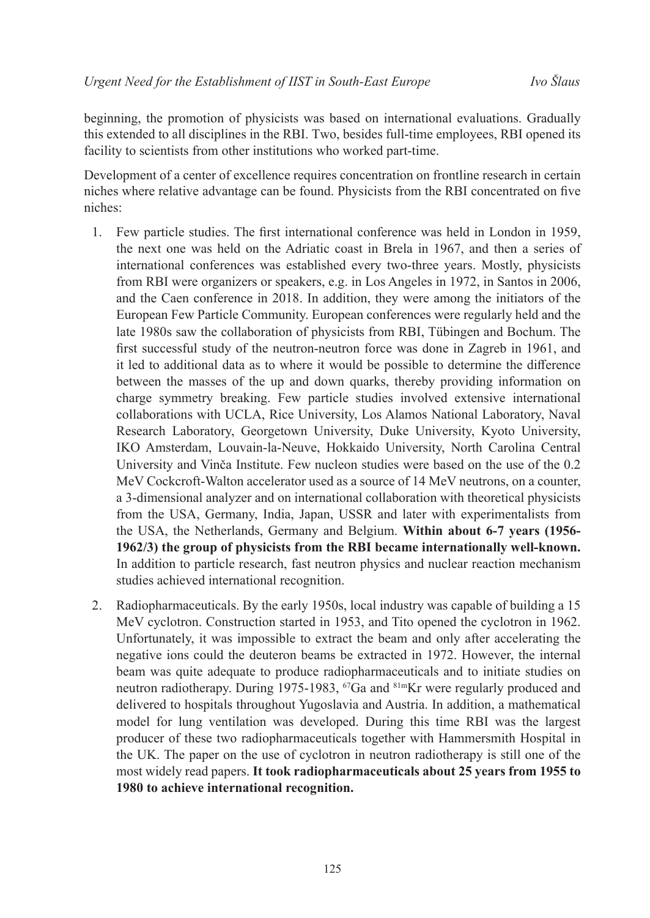beginning, the promotion of physicists was based on international evaluations. Gradually this extended to all disciplines in the RBI. Two, besides full-time employees, RBI opened its facility to scientists from other institutions who worked part-time.

Development of a center of excellence requires concentration on frontline research in certain niches where relative advantage can be found. Physicists from the RBI concentrated on five niches:

1. Few particle studies. The first international conference was held in London in 1959, the next one was held on the Adriatic coast in Brela in 1967, and then a series of international conferences was established every two-three years. Mostly, physicists from RBI were organizers or speakers, e.g. in Los Angeles in 1972, in Santos in 2006, and the Caen conference in 2018. In addition, they were among the initiators of the European Few Particle Community. European conferences were regularly held and the late 1980s saw the collaboration of physicists from RBI, Tübingen and Bochum. The first successful study of the neutron-neutron force was done in Zagreb in 1961, and it led to additional data as to where it would be possible to determine the difference between the masses of the up and down quarks, thereby providing information on charge symmetry breaking. Few particle studies involved extensive international collaborations with UCLA, Rice University, Los Alamos National Laboratory, Naval Research Laboratory, Georgetown University, Duke University, Kyoto University, IKO Amsterdam, Louvain-la-Neuve, Hokkaido University, North Carolina Central University and Vinča Institute. Few nucleon studies were based on the use of the 0.2 MeV Cockcroft-Walton accelerator used as a source of 14 MeV neutrons, on a counter, a 3-dimensional analyzer and on international collaboration with theoretical physicists from the USA, Germany, India, Japan, USSR and later with experimentalists from the USA, the Netherlands, Germany and Belgium. **Within about 6-7 years (1956-1962/3) the group of physicists from the RBI became internationally well-known.** In addition to particle research, fast neutron physics and nuclear reaction mechanism studies achieved international recognition.

2. Radiopharmaceuticals. By the early 1950s, local industry was capable of building a 15 MeV cyclotron. Construction started in 1953, and Tito opened the cyclotron in 1962. Unfortunately, it was impossible to extract the beam and only after accelerating the negative ions could the deuteron beams be extracted in 1972. However, the internal beam was quite adequate to produce radiopharmaceuticals and to initiate studies on neutron radiotherapy. During 1975-1983, $^{67}$Ga and $^{81m}$Kr were regularly produced and delivered to hospitals throughout Yugoslavia and Austria. In addition, a mathematical model for lung ventilation was developed. During this time RBI was the largest producer of these two radiopharmaceuticals together with Hammersmith Hospital in the UK. The paper on the use of cyclotron in neutron radiotherapy is still one of the most widely read papers. **It took radiopharmaceuticals about 25 years from 1955 to 1980 to achieve international recognition.**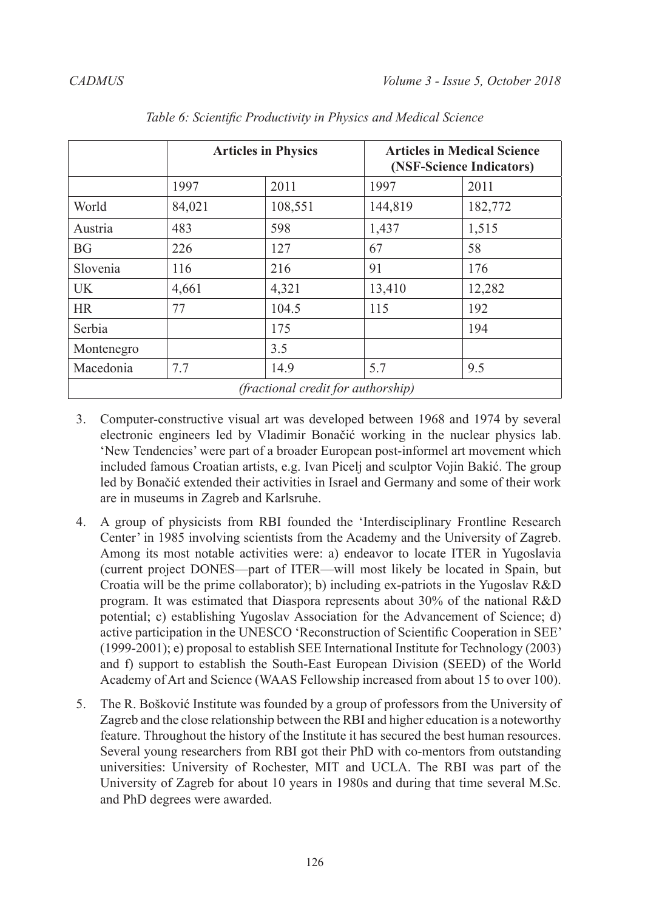*Table 6: Scientific Productivity in Physics and Medical Science*

| | **Articles in Physics** | | **Articles in Medical Science (NSF-Science Indicators)** | |
|---|---|---|---|---|
| | 1997 | 2011 | 1997 | 2011 |
| World | 84,021 | 108,551 | 144,819 | 182,772 |
| Austria | 483 | 598 | 1,437 | 1,515 |
| BG | 226 | 127 | 67 | 58 |
| Slovenia | 116 | 216 | 91 | 176 |
| UK | 4,661 | 4,321 | 13,410 | 12,282 |
| HR | 77 | 104.5 | 115 | 192 |
| Serbia | | 175 | | 194 |
| Montenegro | | 3.5 | | |
| Macedonia | 7.7 | 14.9 | 5.7 | 9.5 |
| *(fractional credit for authorship)* | | | | |

3. Computer-constructive visual art was developed between 1968 and 1974 by several electronic engineers led by Vladimir Bonačić working in the nuclear physics lab. 'New Tendencies' were part of a broader European post-informel art movement which included famous Croatian artists, e.g. Ivan Picelj and sculptor Vojin Bakić. The group led by Bonačić extended their activities in Israel and Germany and some of their work are in museums in Zagreb and Karlsruhe.

4. A group of physicists from RBI founded the 'Interdisciplinary Frontline Research Center' in 1985 involving scientists from the Academy and the University of Zagreb. Among its most notable activities were: a) endeavor to locate ITER in Yugoslavia (current project DONES—part of ITER—will most likely be located in Spain, but Croatia will be the prime collaborator); b) including ex-patriots in the Yugoslav R&D program. It was estimated that Diaspora represents about 30% of the national R&D potential; c) establishing Yugoslav Association for the Advancement of Science; d) active participation in the UNESCO 'Reconstruction of Scientific Cooperation in SEE' (1999-2001); e) proposal to establish SEE International Institute for Technology (2003) and f) support to establish the South-East European Division (SEED) of the World Academy of Art and Science (WAAS Fellowship increased from about 15 to over 100).

5. The R. Bošković Institute was founded by a group of professors from the University of Zagreb and the close relationship between the RBI and higher education is a noteworthy feature. Throughout the history of the Institute it has secured the best human resources. Several young researchers from RBI got their PhD with co-mentors from outstanding universities: University of Rochester, MIT and UCLA. The RBI was part of the University of Zagreb for about 10 years in 1980s and during that time several M.Sc. and PhD degrees were awarded.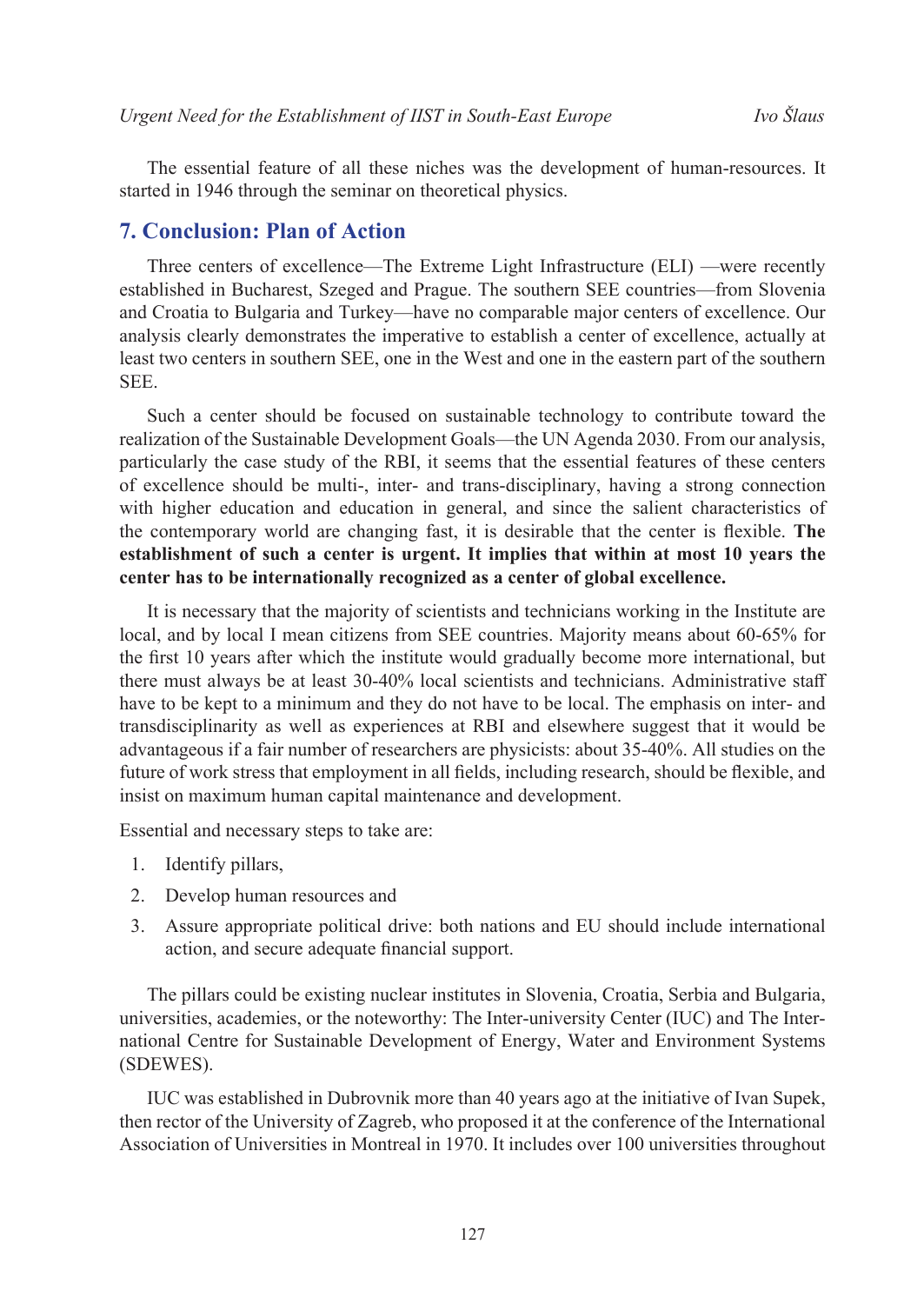The essential feature of all these niches was the development of human-resources. It started in 1946 through the seminar on theoretical physics.

## 7. Conclusion: Plan of Action

Three centers of excellence—The Extreme Light Infrastructure (ELI) —were recently established in Bucharest, Szeged and Prague. The southern SEE countries—from Slovenia and Croatia to Bulgaria and Turkey—have no comparable major centers of excellence. Our analysis clearly demonstrates the imperative to establish a center of excellence, actually at least two centers in southern SEE, one in the West and one in the eastern part of the southern SEE.

Such a center should be focused on sustainable technology to contribute toward the realization of the Sustainable Development Goals—the UN Agenda 2030. From our analysis, particularly the case study of the RBI, it seems that the essential features of these centers of excellence should be multi-, inter- and trans-disciplinary, having a strong connection with higher education and education in general, and since the salient characteristics of the contemporary world are changing fast, it is desirable that the center is flexible. **The establishment of such a center is urgent. It implies that within at most 10 years the center has to be internationally recognized as a center of global excellence.**

It is necessary that the majority of scientists and technicians working in the Institute are local, and by local I mean citizens from SEE countries. Majority means about 60-65% for the first 10 years after which the institute would gradually become more international, but there must always be at least 30-40% local scientists and technicians. Administrative staff have to be kept to a minimum and they do not have to be local. The emphasis on inter- and transdisciplinarity as well as experiences at RBI and elsewhere suggest that it would be advantageous if a fair number of researchers are physicists: about 35-40%. All studies on the future of work stress that employment in all fields, including research, should be flexible, and insist on maximum human capital maintenance and development.

Essential and necessary steps to take are:

1. Identify pillars,
2. Develop human resources and
3. Assure appropriate political drive: both nations and EU should include international action, and secure adequate financial support.

The pillars could be existing nuclear institutes in Slovenia, Croatia, Serbia and Bulgaria, universities, academies, or the noteworthy: The Inter-university Center (IUC) and The International Centre for Sustainable Development of Energy, Water and Environment Systems (SDEWES).

IUC was established in Dubrovnik more than 40 years ago at the initiative of Ivan Supek, then rector of the University of Zagreb, who proposed it at the conference of the International Association of Universities in Montreal in 1970. It includes over 100 universities throughout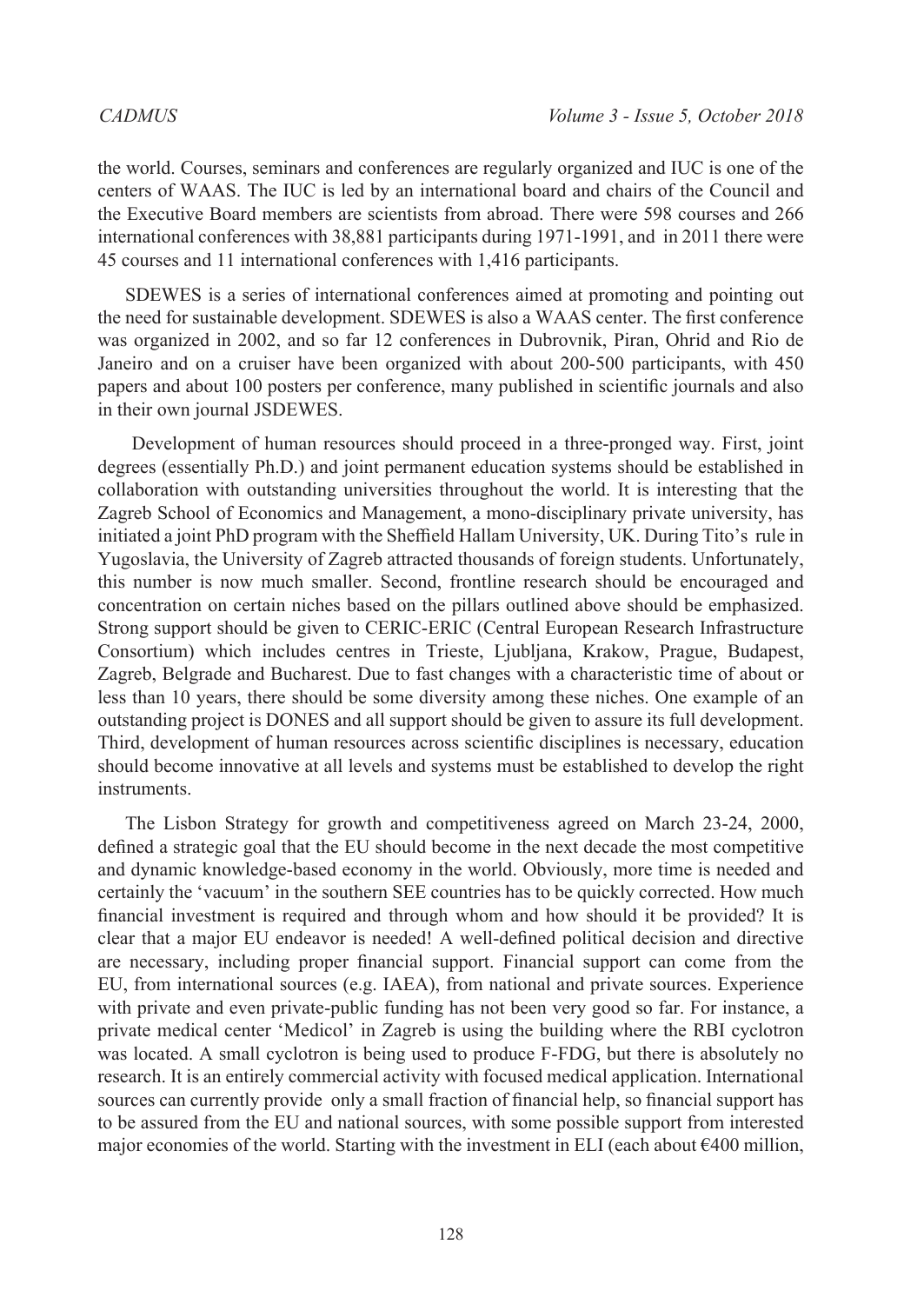the world. Courses, seminars and conferences are regularly organized and IUC is one of the centers of WAAS. The IUC is led by an international board and chairs of the Council and the Executive Board members are scientists from abroad. There were 598 courses and 266 international conferences with 38,881 participants during 1971-1991, and in 2011 there were 45 courses and 11 international conferences with 1,416 participants.

SDEWES is a series of international conferences aimed at promoting and pointing out the need for sustainable development. SDEWES is also a WAAS center. The first conference was organized in 2002, and so far 12 conferences in Dubrovnik, Piran, Ohrid and Rio de Janeiro and on a cruiser have been organized with about 200-500 participants, with 450 papers and about 100 posters per conference, many published in scientific journals and also in their own journal JSDEWES.

Development of human resources should proceed in a three-pronged way. First, joint degrees (essentially Ph.D.) and joint permanent education systems should be established in collaboration with outstanding universities throughout the world. It is interesting that the Zagreb School of Economics and Management, a mono-disciplinary private university, has initiated a joint PhD program with the Sheffield Hallam University, UK. During Tito's rule in Yugoslavia, the University of Zagreb attracted thousands of foreign students. Unfortunately, this number is now much smaller. Second, frontline research should be encouraged and concentration on certain niches based on the pillars outlined above should be emphasized. Strong support should be given to CERIC-ERIC (Central European Research Infrastructure Consortium) which includes centres in Trieste, Ljubljana, Krakow, Prague, Budapest, Zagreb, Belgrade and Bucharest. Due to fast changes with a characteristic time of about or less than 10 years, there should be some diversity among these niches. One example of an outstanding project is DONES and all support should be given to assure its full development. Third, development of human resources across scientific disciplines is necessary, education should become innovative at all levels and systems must be established to develop the right instruments.

The Lisbon Strategy for growth and competitiveness agreed on March 23-24, 2000, defined a strategic goal that the EU should become in the next decade the most competitive and dynamic knowledge-based economy in the world. Obviously, more time is needed and certainly the 'vacuum' in the southern SEE countries has to be quickly corrected. How much financial investment is required and through whom and how should it be provided? It is clear that a major EU endeavor is needed! A well-defined political decision and directive are necessary, including proper financial support. Financial support can come from the EU, from international sources (e.g. IAEA), from national and private sources. Experience with private and even private-public funding has not been very good so far. For instance, a private medical center 'Medicol' in Zagreb is using the building where the RBI cyclotron was located. A small cyclotron is being used to produce F-FDG, but there is absolutely no research. It is an entirely commercial activity with focused medical application. International sources can currently provide only a small fraction of financial help, so financial support has to be assured from the EU and national sources, with some possible support from interested major economies of the world. Starting with the investment in ELI (each about €400 million,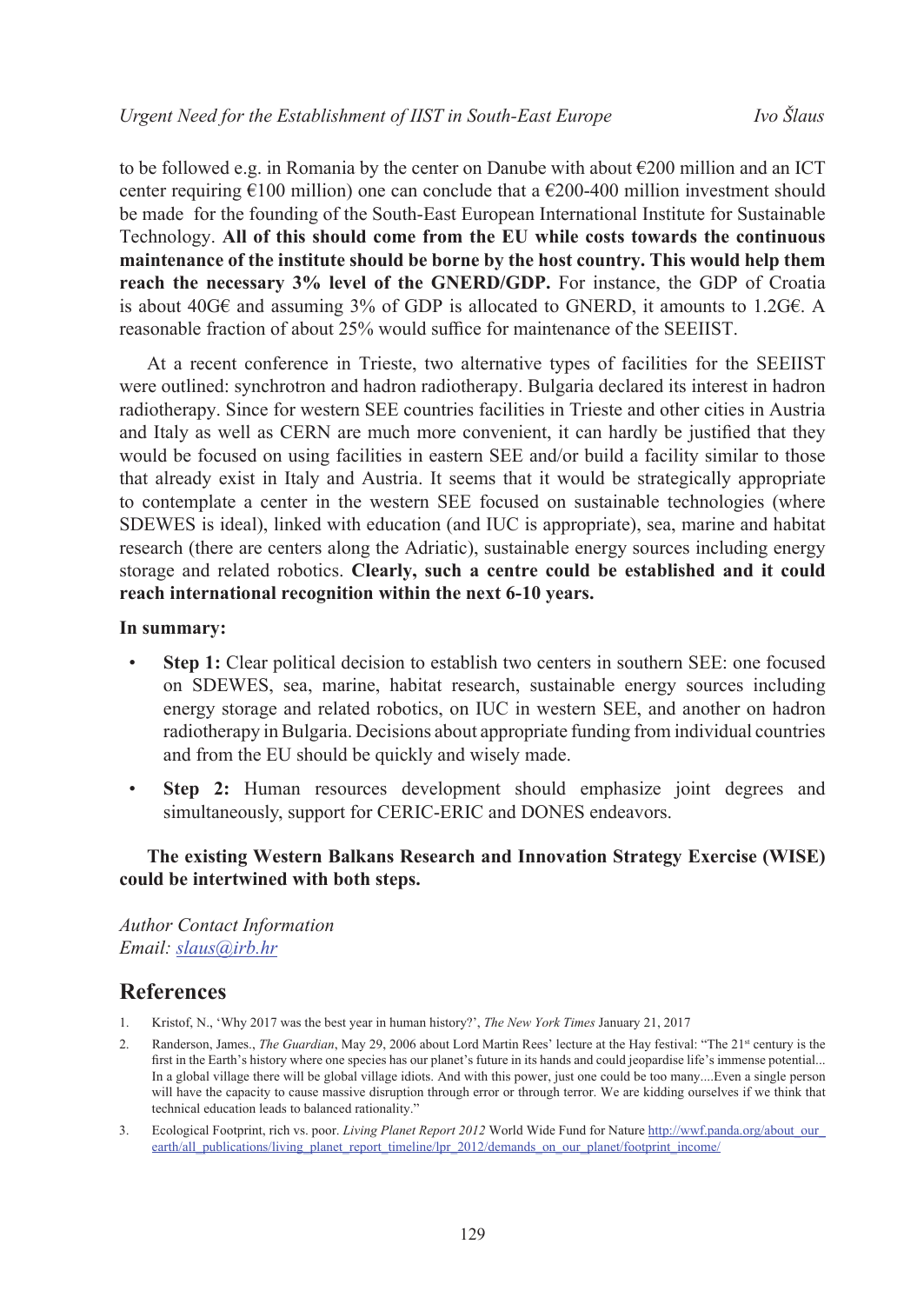to be followed e.g. in Romania by the center on Danube with about €200 million and an ICT center requiring €100 million) one can conclude that a €200-400 million investment should be made for the founding of the South-East European International Institute for Sustainable Technology. **All of this should come from the EU while costs towards the continuous maintenance of the institute should be borne by the host country. This would help them reach the necessary 3% level of the GNERD/GDP.** For instance, the GDP of Croatia is about 40G€ and assuming 3% of GDP is allocated to GNERD, it amounts to 1.2G€. A reasonable fraction of about 25% would suffice for maintenance of the SEEIIST.

At a recent conference in Trieste, two alternative types of facilities for the SEEIIST were outlined: synchrotron and hadron radiotherapy. Bulgaria declared its interest in hadron radiotherapy. Since for western SEE countries facilities in Trieste and other cities in Austria and Italy as well as CERN are much more convenient, it can hardly be justified that they would be focused on using facilities in eastern SEE and/or build a facility similar to those that already exist in Italy and Austria. It seems that it would be strategically appropriate to contemplate a center in the western SEE focused on sustainable technologies (where SDEWES is ideal), linked with education (and IUC is appropriate), sea, marine and habitat research (there are centers along the Adriatic), sustainable energy sources including energy storage and related robotics. **Clearly, such a centre could be established and it could reach international recognition within the next 6-10 years.**

**In summary:**

- **Step 1:** Clear political decision to establish two centers in southern SEE: one focused on SDEWES, sea, marine, habitat research, sustainable energy sources including energy storage and related robotics, on IUC in western SEE, and another on hadron radiotherapy in Bulgaria. Decisions about appropriate funding from individual countries and from the EU should be quickly and wisely made.
- **Step 2:** Human resources development should emphasize joint degrees and simultaneously, support for CERIC-ERIC and DONES endeavors.

**The existing Western Balkans Research and Innovation Strategy Exercise (WISE) could be intertwined with both steps.**

*Author Contact Information*
*Email:* slaus@irb.hr

## References

1. Kristof, N., 'Why 2017 was the best year in human history?', *The New York Times* January 21, 2017
2. Randerson, James., *The Guardian*, May 29, 2006 about Lord Martin Rees' lecture at the Hay festival: "The 21st century is the first in the Earth's history where one species has our planet's future in its hands and could jeopardise life's immense potential... In a global village there will be global village idiots. And with this power, just one could be too many....Even a single person will have the capacity to cause massive disruption through error or through terror. We are kidding ourselves if we think that technical education leads to balanced rationality."
3. Ecological Footprint, rich vs. poor. *Living Planet Report 2012* World Wide Fund for Nature http://wwf.panda.org/about_our_earth/all_publications/living_planet_report_timeline/lpr_2012/demands_on_our_planet/footprint_income/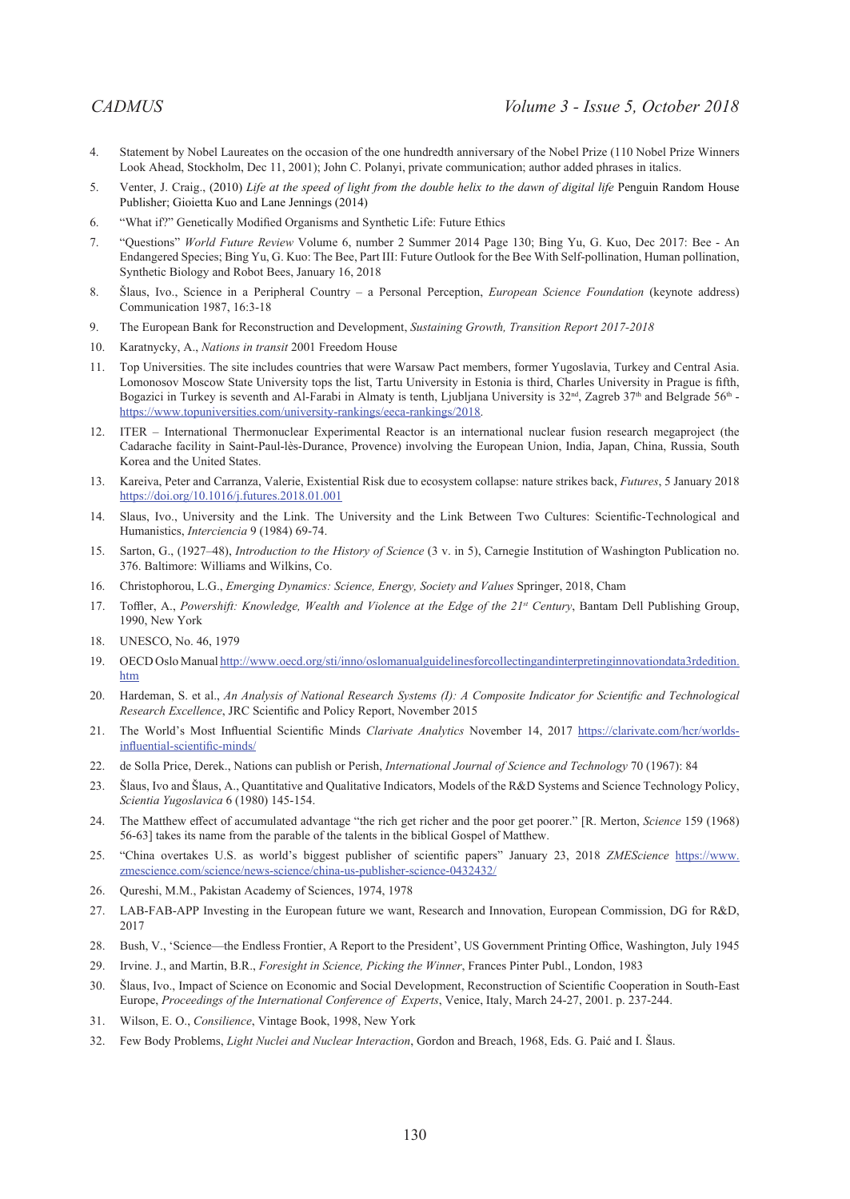4. Statement by Nobel Laureates on the occasion of the one hundredth anniversary of the Nobel Prize (110 Nobel Prize Winners Look Ahead, Stockholm, Dec 11, 2001); John C. Polanyi, private communication; author added phrases in italics.

5. Venter, J. Craig., (2010) *Life at the speed of light from the double helix to the dawn of digital life* Penguin Random House Publisher; Gioietta Kuo and Lane Jennings (2014)

6. "What if?" Genetically Modified Organisms and Synthetic Life: Future Ethics

7. "Questions" *World Future Review* Volume 6, number 2 Summer 2014 Page 130; Bing Yu, G. Kuo, Dec 2017: Bee - An Endangered Species; Bing Yu, G. Kuo: The Bee, Part III: Future Outlook for the Bee With Self-pollination, Human pollination, Synthetic Biology and Robot Bees, January 16, 2018

8. Šlaus, Ivo., Science in a Peripheral Country – a Personal Perception, *European Science Foundation* (keynote address) Communication 1987, 16:3-18

9. The European Bank for Reconstruction and Development, *Sustaining Growth, Transition Report 2017-2018*

10. Karatnycky, A., *Nations in transit* 2001 Freedom House

11. Top Universities. The site includes countries that were Warsaw Pact members, former Yugoslavia, Turkey and Central Asia. Lomonosov Moscow State University tops the list, Tartu University in Estonia is third, Charles University in Prague is fifth, Bogazici in Turkey is seventh and Al-Farabi in Almaty is tenth, Ljubljana University is 32nd, Zagreb 37th and Belgrade 56th - https://www.topuniversities.com/university-rankings/eeca-rankings/2018.

12. ITER – International Thermonuclear Experimental Reactor is an international nuclear fusion research megaproject (the Cadarache facility in Saint-Paul-lès-Durance, Provence) involving the European Union, India, Japan, China, Russia, South Korea and the United States.

13. Kareiva, Peter and Carranza, Valerie, Existential Risk due to ecosystem collapse: nature strikes back, *Futures*, 5 January 2018 https://doi.org/10.1016/j.futures.2018.01.001

14. Slaus, Ivo., University and the Link. The University and the Link Between Two Cultures: Scientific-Technological and Humanistics, *Interciencia* 9 (1984) 69-74.

15. Sarton, G., (1927–48), *Introduction to the History of Science* (3 v. in 5), Carnegie Institution of Washington Publication no. 376. Baltimore: Williams and Wilkins, Co.

16. Christophorou, L.G., *Emerging Dynamics: Science, Energy, Society and Values* Springer, 2018, Cham

17. Toffler, A., *Powershift: Knowledge, Wealth and Violence at the Edge of the 21st Century*, Bantam Dell Publishing Group, 1990, New York

18. UNESCO, No. 46, 1979

19. OECD Oslo Manual http://www.oecd.org/sti/inno/oslomanualguidelinesforcollectingandinterpretinginnovationdata3rdedition.htm

20. Hardeman, S. et al., *An Analysis of National Research Systems (I): A Composite Indicator for Scientific and Technological Research Excellence*, JRC Scientific and Policy Report, November 2015

21. The World's Most Influential Scientific Minds *Clarivate Analytics* November 14, 2017 https://clarivate.com/hcr/worlds-influential-scientific-minds/

22. de Solla Price, Derek., Nations can publish or Perish, *International Journal of Science and Technology* 70 (1967): 84

23. Šlaus, Ivo and Šlaus, A., Quantitative and Qualitative Indicators, Models of the R&D Systems and Science Technology Policy, *Scientia Yugoslavica* 6 (1980) 145-154.

24. The Matthew effect of accumulated advantage "the rich get richer and the poor get poorer." [R. Merton, *Science* 159 (1968) 56-63] takes its name from the parable of the talents in the biblical Gospel of Matthew.

25. "China overtakes U.S. as world's biggest publisher of scientific papers" January 23, 2018 *ZMEScience* https://www.zmescience.com/science/news-science/china-us-publisher-science-0432432/

26. Qureshi, M.M., Pakistan Academy of Sciences, 1974, 1978

27. LAB-FAB-APP Investing in the European future we want, Research and Innovation, European Commission, DG for R&D, 2017

28. Bush, V., 'Science—the Endless Frontier, A Report to the President', US Government Printing Office, Washington, July 1945

29. Irvine. J., and Martin, B.R., *Foresight in Science, Picking the Winner*, Frances Pinter Publ., London, 1983

30. Šlaus, Ivo., Impact of Science on Economic and Social Development, Reconstruction of Scientific Cooperation in South-East Europe, *Proceedings of the International Conference of Experts*, Venice, Italy, March 24-27, 2001. p. 237-244.

31. Wilson, E. O., *Consilience*, Vintage Book, 1998, New York

32. Few Body Problems, *Light Nuclei and Nuclear Interaction*, Gordon and Breach, 1968, Eds. G. Paić and I. Šlaus.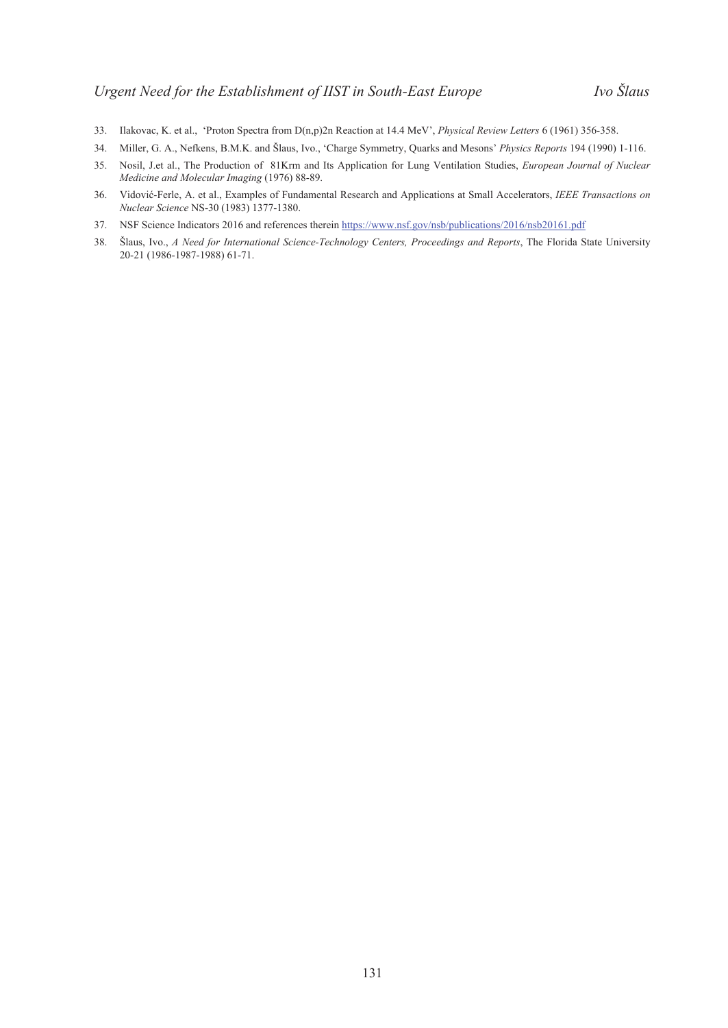33. Ilakovac, K. et al., 'Proton Spectra from D(n,p)2n Reaction at 14.4 MeV', *Physical Review Letters* 6 (1961) 356-358.
34. Miller, G. A., Nefkens, B.M.K. and Šlaus, Ivo., 'Charge Symmetry, Quarks and Mesons' *Physics Reports* 194 (1990) 1-116.
35. Nosil, J.et al., The Production of 81Krm and Its Application for Lung Ventilation Studies, *European Journal of Nuclear Medicine and Molecular Imaging* (1976) 88-89.
36. Vidović-Ferle, A. et al., Examples of Fundamental Research and Applications at Small Accelerators, *IEEE Transactions on Nuclear Science* NS-30 (1983) 1377-1380.
37. NSF Science Indicators 2016 and references therein https://www.nsf.gov/nsb/publications/2016/nsb20161.pdf
38. Šlaus, Ivo., *A Need for International Science-Technology Centers, Proceedings and Reports*, The Florida State University 20-21 (1986-1987-1988) 61-71.